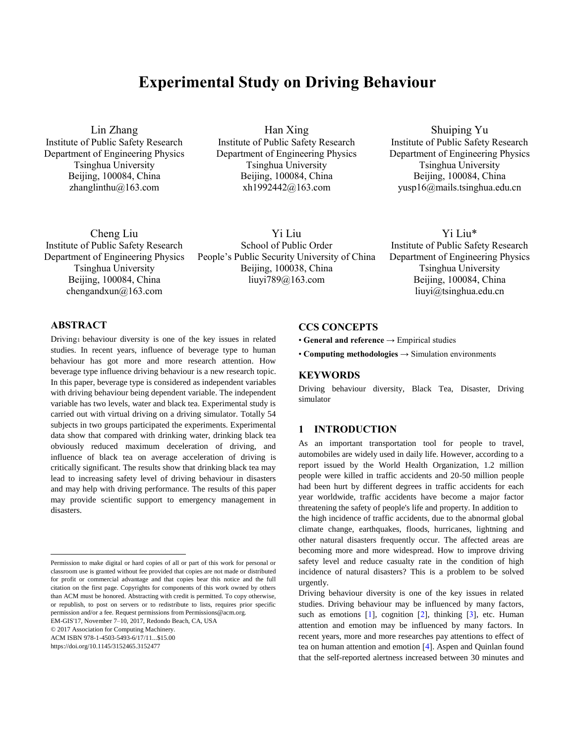# Experimental Study on Driving Behaviour

Lin Zhang
Institute of Public Safety Research
Department of Engineering Physics
Tsinghua University
Beijing, 100084, China
zhanglinthu@163.com

Han Xing
Institute of Public Safety Research
Department of Engineering Physics
Tsinghua University
Beijing, 100084, China
xh1992442@163.com

Shuiping Yu
Institute of Public Safety Research
Department of Engineering Physics
Tsinghua University
Beijing, 100084, China
yusp16@mails.tsinghua.edu.cn

Cheng Liu
Institute of Public Safety Research
Department of Engineering Physics
Tsinghua University
Beijing, 100084, China
chengandxun@163.com

Yi Liu
School of Public Order
People's Public Security University of China
Beijing, 100038, China
liuyi789@163.com

Yi Liu*
Institute of Public Safety Research
Department of Engineering Physics
Tsinghua University
Beijing, 100084, China
liuyi@tsinghua.edu.cn

## ABSTRACT

Driving[1] behaviour diversity is one of the key issues in related studies. In recent years, influence of beverage type to human behaviour has got more and more research attention. How beverage type influence driving behaviour is a new research topic. In this paper, beverage type is considered as independent variables with driving behaviour being dependent variable. The independent variable has two levels, water and black tea. Experimental study is carried out with virtual driving on a driving simulator. Totally 54 subjects in two groups participated the experiments. Experimental data show that compared with drinking water, drinking black tea obviously reduced maximum deceleration of driving, and influence of black tea on average acceleration of driving is critically significant. The results show that drinking black tea may lead to increasing safety level of driving behaviour in disasters and may help with driving performance. The results of this paper may provide scientific support to emergency management in disasters.

## CCS CONCEPTS

• **General and reference** → Empirical studies

• **Computing methodologies** → Simulation environments

## KEYWORDS

Driving behaviour diversity, Black Tea, Disaster, Driving simulator

## 1 INTRODUCTION

As an important transportation tool for people to travel, automobiles are widely used in daily life. However, according to a report issued by the World Health Organization, 1.2 million people were killed in traffic accidents and 20-50 million people had been hurt by different degrees in traffic accidents for each year worldwide, traffic accidents have become a major factor threatening the safety of people's life and property. In addition to the high incidence of traffic accidents, due to the abnormal global climate change, earthquakes, floods, hurricanes, lightning and other natural disasters frequently occur. The affected areas are becoming more and more widespread. How to improve driving safety level and reduce casualty rate in the condition of high incidence of natural disasters? This is a problem to be solved urgently.

Driving behaviour diversity is one of the key issues in related studies. Driving behaviour may be influenced by many factors, such as emotions [1], cognition [2], thinking [3], etc. Human attention and emotion may be influenced by many factors. In recent years, more and more researches pay attentions to effect of tea on human attention and emotion [4]. Aspen and Quinlan found that the self-reported alertness increased between 30 minutes and

---

Permission to make digital or hard copies of all or part of this work for personal or classroom use is granted without fee provided that copies are not made or distributed for profit or commercial advantage and that copies bear this notice and the full citation on the first page. Copyrights for components of this work owned by others than ACM must be honored. Abstracting with credit is permitted. To copy otherwise, or republish, to post on servers or to redistribute to lists, requires prior specific permission and/or a fee. Request permissions from Permissions@acm.org.
EM-GIS'17, November 7–10, 2017, Redondo Beach, CA, USA
© 2017 Association for Computing Machinery.
ACM ISBN 978-1-4503-5493-6/17/11...$15.00
https://doi.org/10.1145/3152465.3152477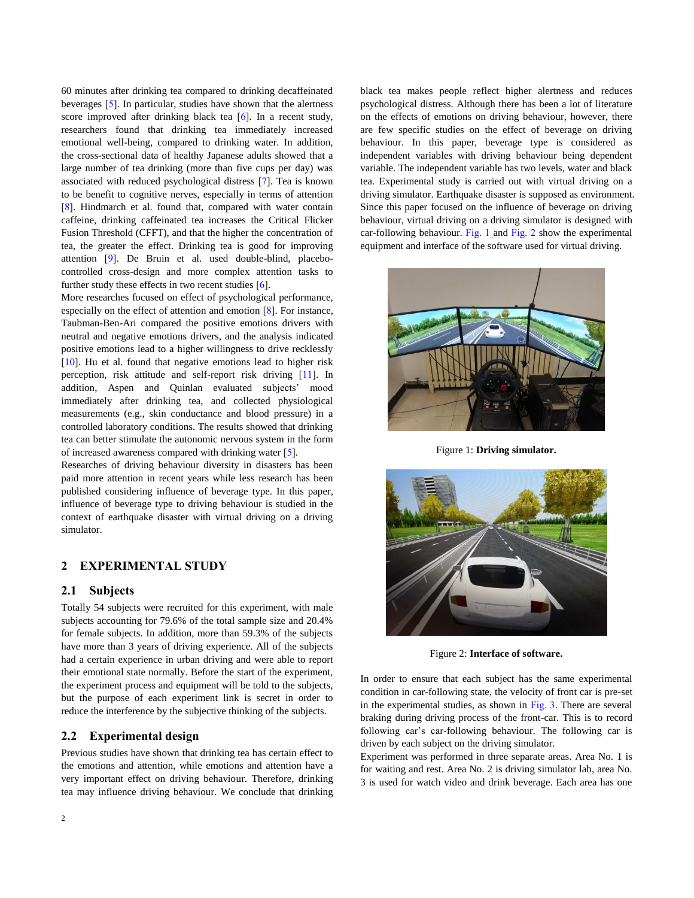60 minutes after drinking tea compared to drinking decaffeinated beverages [5]. In particular, studies have shown that the alertness score improved after drinking black tea [6]. In a recent study, researchers found that drinking tea immediately increased emotional well-being, compared to drinking water. In addition, the cross-sectional data of healthy Japanese adults showed that a large number of tea drinking (more than five cups per day) was associated with reduced psychological distress [7]. Tea is known to be benefit to cognitive nerves, especially in terms of attention [8]. Hindmarch et al. found that, compared with water contain caffeine, drinking caffeinated tea increases the Critical Flicker Fusion Threshold (CFFT), and that the higher the concentration of tea, the greater the effect. Drinking tea is good for improving attention [9]. De Bruin et al. used double-blind, placebo-controlled cross-design and more complex attention tasks to further study these effects in two recent studies [6].

More researches focused on effect of psychological performance, especially on the effect of attention and emotion [8]. For instance, Taubman-Ben-Ari compared the positive emotions drivers with neutral and negative emotions drivers, and the analysis indicated positive emotions lead to a higher willingness to drive recklessly [10]. Hu et al. found that negative emotions lead to higher risk perception, risk attitude and self-report risk driving [11]. In addition, Aspen and Quinlan evaluated subjects' mood immediately after drinking tea, and collected physiological measurements (e.g., skin conductance and blood pressure) in a controlled laboratory conditions. The results showed that drinking tea can better stimulate the autonomic nervous system in the form of increased awareness compared with drinking water [5].

Researches of driving behaviour diversity in disasters has been paid more attention in recent years while less research has been published considering influence of beverage type. In this paper, influence of beverage type to driving behaviour is studied in the context of earthquake disaster with virtual driving on a driving simulator.

## 2 EXPERIMENTAL STUDY

### 2.1 Subjects

Totally 54 subjects were recruited for this experiment, with male subjects accounting for 79.6% of the total sample size and 20.4% for female subjects. In addition, more than 59.3% of the subjects have more than 3 years of driving experience. All of the subjects had a certain experience in urban driving and were able to report their emotional state normally. Before the start of the experiment, the experiment process and equipment will be told to the subjects, but the purpose of each experiment link is secret in order to reduce the interference by the subjective thinking of the subjects.

### 2.2 Experimental design

Previous studies have shown that drinking tea has certain effect to the emotions and attention, while emotions and attention have a very important effect on driving behaviour. Therefore, drinking tea may influence driving behaviour. We conclude that drinking black tea makes people reflect higher alertness and reduces psychological distress. Although there has been a lot of literature on the effects of emotions on driving behaviour, however, there are few specific studies on the effect of beverage on driving behaviour. In this paper, beverage type is considered as independent variables with driving behaviour being dependent variable. The independent variable has two levels, water and black tea. Experimental study is carried out with virtual driving on a driving simulator. Earthquake disaster is supposed as environment. Since this paper focused on the influence of beverage on driving behaviour, virtual driving on a driving simulator is designed with car-following behaviour. Fig. 1 and Fig. 2 show the experimental equipment and interface of the software used for virtual driving.

Figure 1: **Driving simulator.**

Figure 2: **Interface of software.**

In order to ensure that each subject has the same experimental condition in car-following state, the velocity of front car is pre-set in the experimental studies, as shown in Fig. 3. There are several braking during driving process of the front-car. This is to record following car's car-following behaviour. The following car is driven by each subject on the driving simulator.

Experiment was performed in three separate areas. Area No. 1 is for waiting and rest. Area No. 2 is driving simulator lab, area No. 3 is used for watch video and drink beverage. Each area has one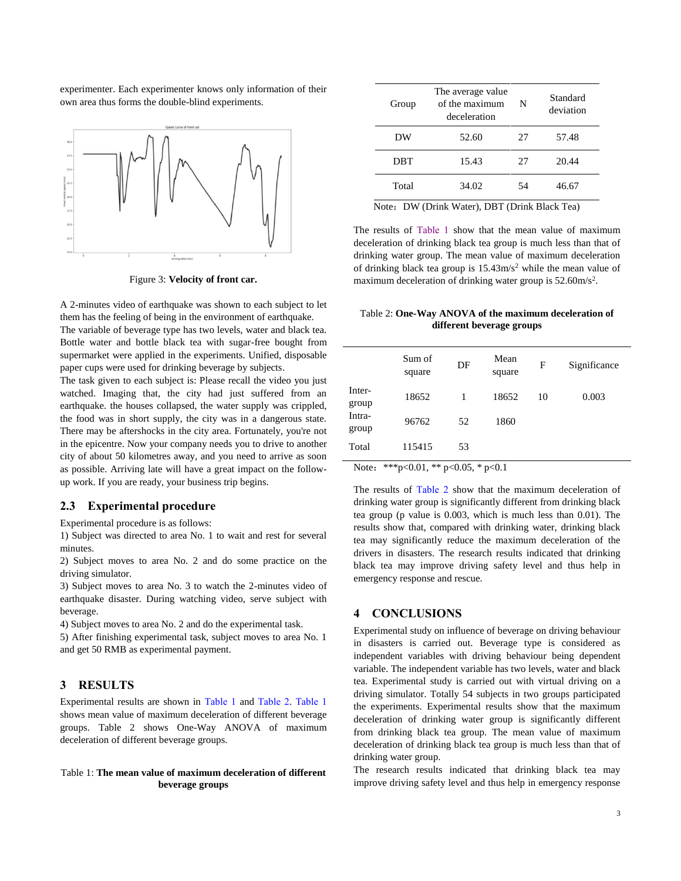experimenter. Each experimenter knows only information of their own area thus forms the double-blind experiments.

Figure 3: **Velocity of front car.**

A 2-minutes video of earthquake was shown to each subject to let them has the feeling of being in the environment of earthquake.
The variable of beverage type has two levels, water and black tea. Bottle water and bottle black tea with sugar-free bought from supermarket were applied in the experiments. Unified, disposable paper cups were used for drinking beverage by subjects.
The task given to each subject is: Please recall the video you just watched. Imaging that, the city had just suffered from an earthquake. the houses collapsed, the water supply was crippled, the food was in short supply, the city was in a dangerous state. There may be aftershocks in the city area. Fortunately, you're not in the epicentre. Now your company needs you to drive to another city of about 50 kilometres away, and you need to arrive as soon as possible. Arriving late will have a great impact on the follow-up work. If you are ready, your business trip begins.

## 2.3 Experimental procedure

Experimental procedure is as follows:
1) Subject was directed to area No. 1 to wait and rest for several minutes.
2) Subject moves to area No. 2 and do some practice on the driving simulator.
3) Subject moves to area No. 3 to watch the 2-minutes video of earthquake disaster. During watching video, serve subject with beverage.
4) Subject moves to area No. 2 and do the experimental task.
5) After finishing experimental task, subject moves to area No. 1 and get 50 RMB as experimental payment.

# 3 RESULTS

Experimental results are shown in Table 1 and Table 2. Table 1 shows mean value of maximum deceleration of different beverage groups. Table 2 shows One-Way ANOVA of maximum deceleration of different beverage groups.

Table 1: **The mean value of maximum deceleration of different beverage groups**

| Group | The average value of the maximum deceleration | N | Standard deviation |
|---|---|---|---|
| DW | 52.60 | 27 | 57.48 |
| DBT | 15.43 | 27 | 20.44 |
| Total | 34.02 | 54 | 46.67 |

Note：DW (Drink Water), DBT (Drink Black Tea)

The results of Table 1 show that the mean value of maximum deceleration of drinking black tea group is much less than that of drinking water group. The mean value of maximum deceleration of drinking black tea group is 15.43m/s$^2$ while the mean value of maximum deceleration of drinking water group is 52.60m/s$^2$.

Table 2: **One-Way ANOVA of the maximum deceleration of different beverage groups**

| | Sum of square | DF | Mean square | F | Significance |
|---|---|---|---|---|---|
| Inter-group | 18652 | 1 | 18652 | 10 | 0.003 |
| Intra-group | 96762 | 52 | 1860 | | |
| Total | 115415 | 53 | | | |

Note：***p<0.01, ** p<0.05, * p<0.1

The results of Table 2 show that the maximum deceleration of drinking water group is significantly different from drinking black tea group (p value is 0.003, which is much less than 0.01). The results show that, compared with drinking water, drinking black tea may significantly reduce the maximum deceleration of the drivers in disasters. The research results indicated that drinking black tea may improve driving safety level and thus help in emergency response and rescue.

# 4 CONCLUSIONS

Experimental study on influence of beverage on driving behaviour in disasters is carried out. Beverage type is considered as independent variables with driving behaviour being dependent variable. The independent variable has two levels, water and black tea. Experimental study is carried out with virtual driving on a driving simulator. Totally 54 subjects in two groups participated the experiments. Experimental results show that the maximum deceleration of drinking water group is significantly different from drinking black tea group. The mean value of maximum deceleration of drinking black tea group is much less than that of drinking water group.
The research results indicated that drinking black tea may improve driving safety level and thus help in emergency response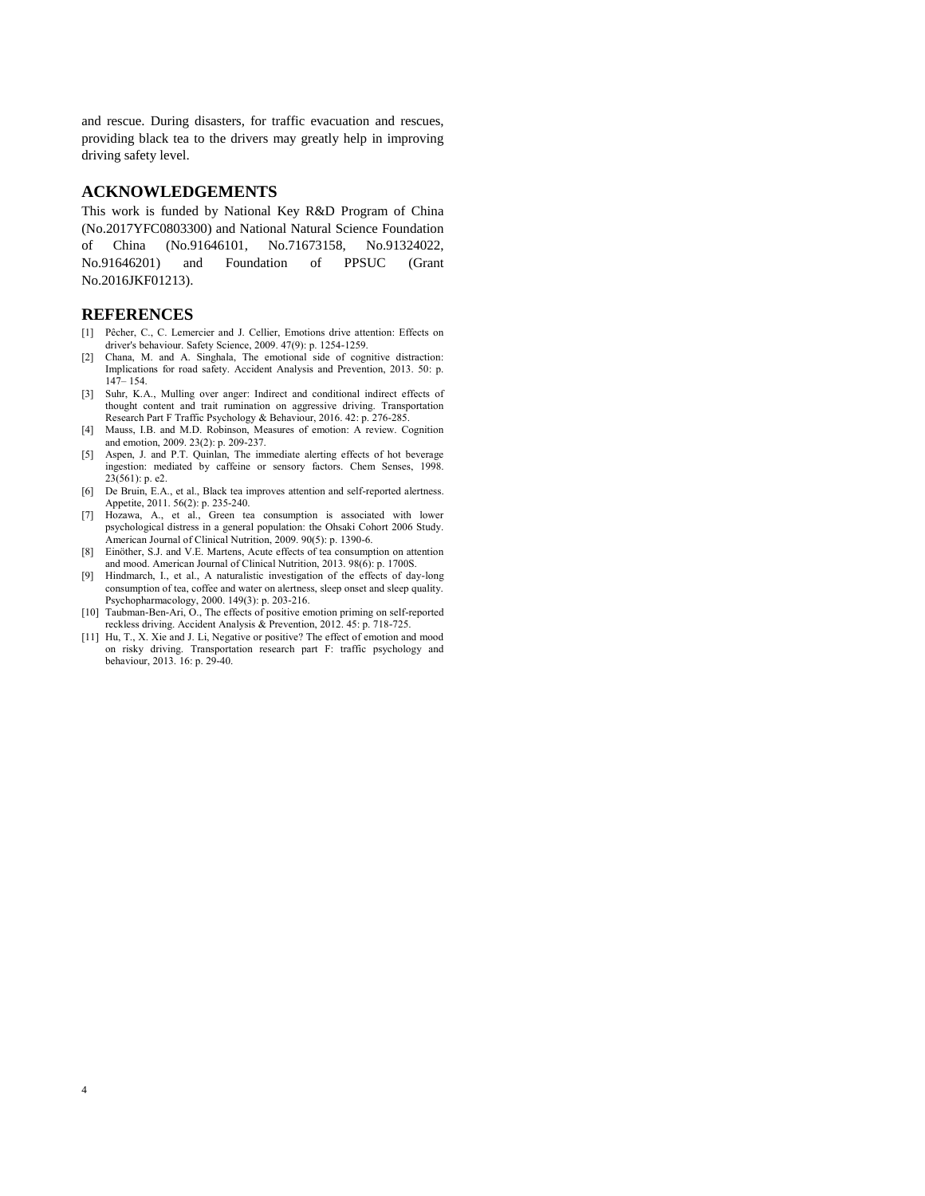and rescue. During disasters, for traffic evacuation and rescues, providing black tea to the drivers may greatly help in improving driving safety level.

## ACKNOWLEDGEMENTS

This work is funded by National Key R&D Program of China (No.2017YFC0803300) and National Natural Science Foundation of China (No.91646101, No.71673158, No.91324022, No.91646201) and Foundation of PPSUC (Grant No.2016JKF01213).

## REFERENCES

[1] Pêcher, C., C. Lemercier and J. Cellier, Emotions drive attention: Effects on driver's behaviour. Safety Science, 2009. 47(9): p. 1254-1259.

[2] Chana, M. and A. Singhala, The emotional side of cognitive distraction: Implications for road safety. Accident Analysis and Prevention, 2013. 50: p. 147– 154.

[3] Suhr, K.A., Mulling over anger: Indirect and conditional indirect effects of thought content and trait rumination on aggressive driving. Transportation Research Part F Traffic Psychology & Behaviour, 2016. 42: p. 276-285.

[4] Mauss, I.B. and M.D. Robinson, Measures of emotion: A review. Cognition and emotion, 2009. 23(2): p. 209-237.

[5] Aspen, J. and P.T. Quinlan, The immediate alerting effects of hot beverage ingestion: mediated by caffeine or sensory factors. Chem Senses, 1998. 23(561): p. e2.

[6] De Bruin, E.A., et al., Black tea improves attention and self-reported alertness. Appetite, 2011. 56(2): p. 235-240.

[7] Hozawa, A., et al., Green tea consumption is associated with lower psychological distress in a general population: the Ohsaki Cohort 2006 Study. American Journal of Clinical Nutrition, 2009. 90(5): p. 1390-6.

[8] Einöther, S.J. and V.E. Martens, Acute effects of tea consumption on attention and mood. American Journal of Clinical Nutrition, 2013. 98(6): p. 1700S.

[9] Hindmarch, I., et al., A naturalistic investigation of the effects of day-long consumption of tea, coffee and water on alertness, sleep onset and sleep quality. Psychopharmacology, 2000. 149(3): p. 203-216.

[10] Taubman-Ben-Ari, O., The effects of positive emotion priming on self-reported reckless driving. Accident Analysis & Prevention, 2012. 45: p. 718-725.

[11] Hu, T., X. Xie and J. Li, Negative or positive? The effect of emotion and mood on risky driving. Transportation research part F: traffic psychology and behaviour, 2013. 16: p. 29-40.